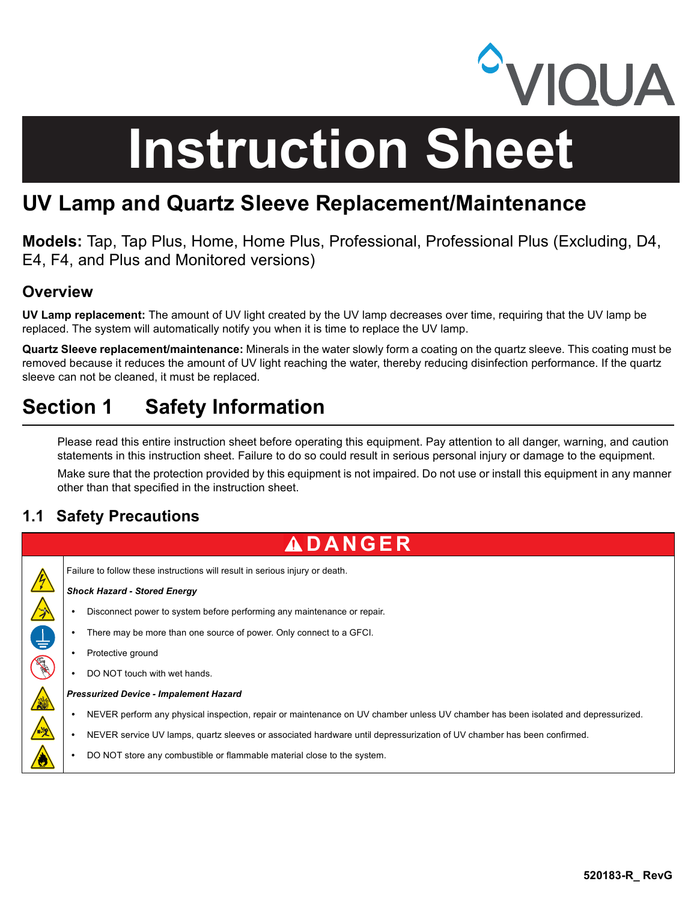VIQUA

# Instruction Sheet

## UV Lamp and Quartz Sleeve Replacement/Maintenance

**Models:** Tap, Tap Plus, Home, Home Plus, Professional, Professional Plus (Excluding, D4, E4, F4, and Plus and Monitored versions)

### Overview

**UV Lamp replacement:** The amount of UV light created by the UV lamp decreases over time, requiring that the UV lamp be replaced. The system will automatically notify you when it is time to replace the UV lamp.

**Quartz Sleeve replacement/maintenance:** Minerals in the water slowly form a coating on the quartz sleeve. This coating must be removed because it reduces the amount of UV light reaching the water, thereby reducing disinfection performance. If the quartz sleeve can not be cleaned, it must be replaced.

## Section 1 Safety Information

Please read this entire instruction sheet before operating this equipment. Pay attention to all danger, warning, and caution statements in this instruction sheet. Failure to do so could result in serious personal injury or damage to the equipment.

Make sure that the protection provided by this equipment is not impaired. Do not use or install this equipment in any manner other than that specified in the instruction sheet.

### 1.1 Safety Precautions

**⚠ DANGER**

Failure to follow these instructions will result in serious injury or death.

***Shock Hazard - Stored Energy***

- Disconnect power to system before performing any maintenance or repair.
- There may be more than one source of power. Only connect to a GFCI.
- Protective ground
- DO NOT touch with wet hands.

***Pressurized Device - Impalement Hazard***

- NEVER perform any physical inspection, repair or maintenance on UV chamber unless UV chamber has been isolated and depressurized.
- NEVER service UV lamps, quartz sleeves or associated hardware until depressurization of UV chamber has been confirmed.
- DO NOT store any combustible or flammable material close to the system.

520183-R_ RevG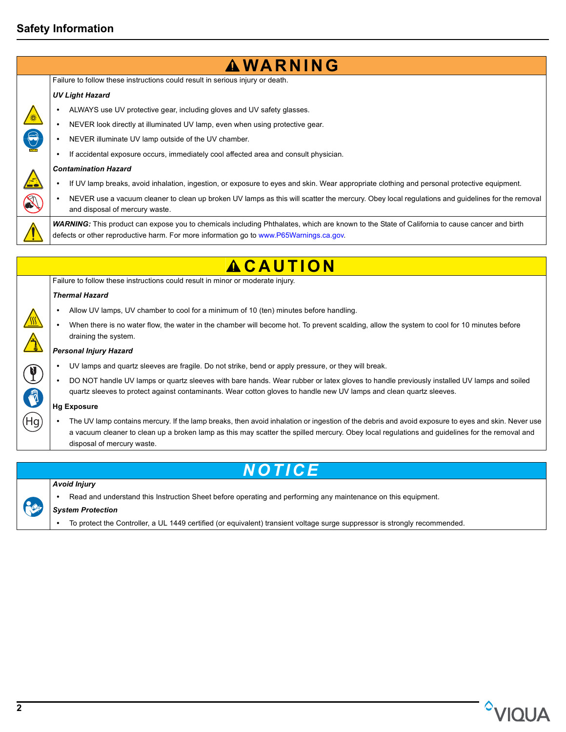# Safety Information

## ⚠ WARNING

Failure to follow these instructions could result in serious injury or death.

***UV Light Hazard***

- ALWAYS use UV protective gear, including gloves and UV safety glasses.
- NEVER look directly at illuminated UV lamp, even when using protective gear.
- NEVER illuminate UV lamp outside of the UV chamber.
- If accidental exposure occurs, immediately cool affected area and consult physician.

***Contamination Hazard***

- If UV lamp breaks, avoid inhalation, ingestion, or exposure to eyes and skin. Wear appropriate clothing and personal protective equipment.
- NEVER use a vacuum cleaner to clean up broken UV lamps as this will scatter the mercury. Obey local regulations and guidelines for the removal and disposal of mercury waste.

***WARNING:*** This product can expose you to chemicals including Phthalates, which are known to the State of California to cause cancer and birth defects or other reproductive harm. For more information go to www.P65Warnings.ca.gov.

## ⚠ CAUTION

Failure to follow these instructions could result in minor or moderate injury.

***Thermal Hazard***

- Allow UV lamps, UV chamber to cool for a minimum of 10 (ten) minutes before handling.
- When there is no water flow, the water in the chamber will become hot. To prevent scalding, allow the system to cool for 10 minutes before draining the system.

***Personal Injury Hazard***

- UV lamps and quartz sleeves are fragile. Do not strike, bend or apply pressure, or they will break.
- DO NOT handle UV lamps or quartz sleeves with bare hands. Wear rubber or latex gloves to handle previously installed UV lamps and soiled quartz sleeves to protect against contaminants. Wear cotton gloves to handle new UV lamps and clean quartz sleeves.

**Hg Exposure**

- The UV lamp contains mercury. If the lamp breaks, then avoid inhalation or ingestion of the debris and avoid exposure to eyes and skin. Never use a vacuum cleaner to clean up a broken lamp as this may scatter the spilled mercury. Obey local regulations and guidelines for the removal and disposal of mercury waste.

## NOTICE

***Avoid Injury***

- Read and understand this Instruction Sheet before operating and performing any maintenance on this equipment.

***System Protection***

- To protect the Controller, a UL 1449 certified (or equivalent) transient voltage surge suppressor is strongly recommended.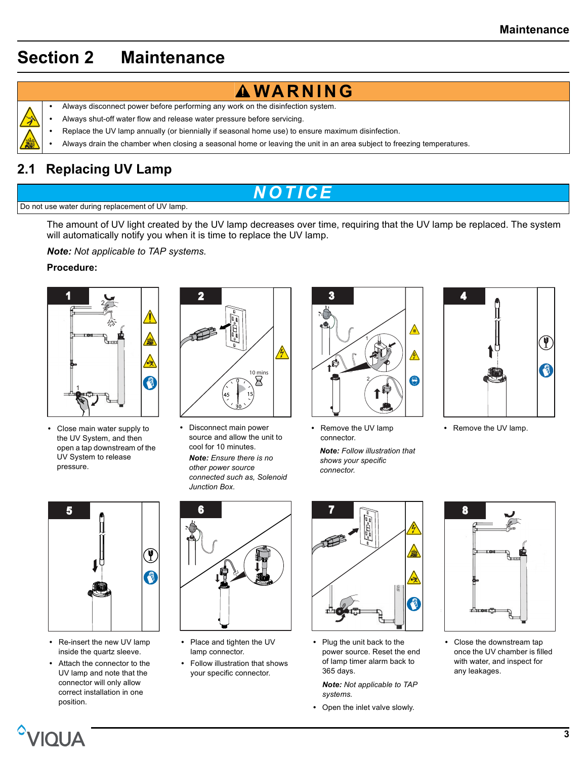# Section 2 Maintenance

**⚠WARNING**

- Always disconnect power before performing any work on the disinfection system.
- Always shut-off water flow and release water pressure before servicing.
- Replace the UV lamp annually (or biennially if seasonal home use) to ensure maximum disinfection.
- Always drain the chamber when closing a seasonal home or leaving the unit in an area subject to freezing temperatures.

## 2.1 Replacing UV Lamp

**NOTICE**

Do not use water during replacement of UV lamp.

The amount of UV light created by the UV lamp decreases over time, requiring that the UV lamp be replaced. The system will automatically notify you when it is time to replace the UV lamp.

***Note:*** *Not applicable to TAP systems.*

**Procedure:**

**1**

- Close main water supply to the UV System, and then open a tap downstream of the UV System to release pressure.

**2**

- Disconnect main power source and allow the unit to cool for 10 minutes.

  ***Note:*** *Ensure there is no other power source connected such as, Solenoid Junction Box.*

**3**

- Remove the UV lamp connector.

  ***Note:*** *Follow illustration that shows your specific connector.*

**4**

- Remove the UV lamp.

**5**

- Re-insert the new UV lamp inside the quartz sleeve.
- Attach the connector to the UV lamp and note that the connector will only allow correct installation in one position.

**6**

- Place and tighten the UV lamp connector.
- Follow illustration that shows your specific connector.

**7**

- Plug the unit back to the power source. Reset the end of lamp timer alarm back to 365 days.

  ***Note:*** *Not applicable to TAP systems.*
- Open the inlet valve slowly.

**8**

- Close the downstream tap once the UV chamber is filled with water, and inspect for any leakages.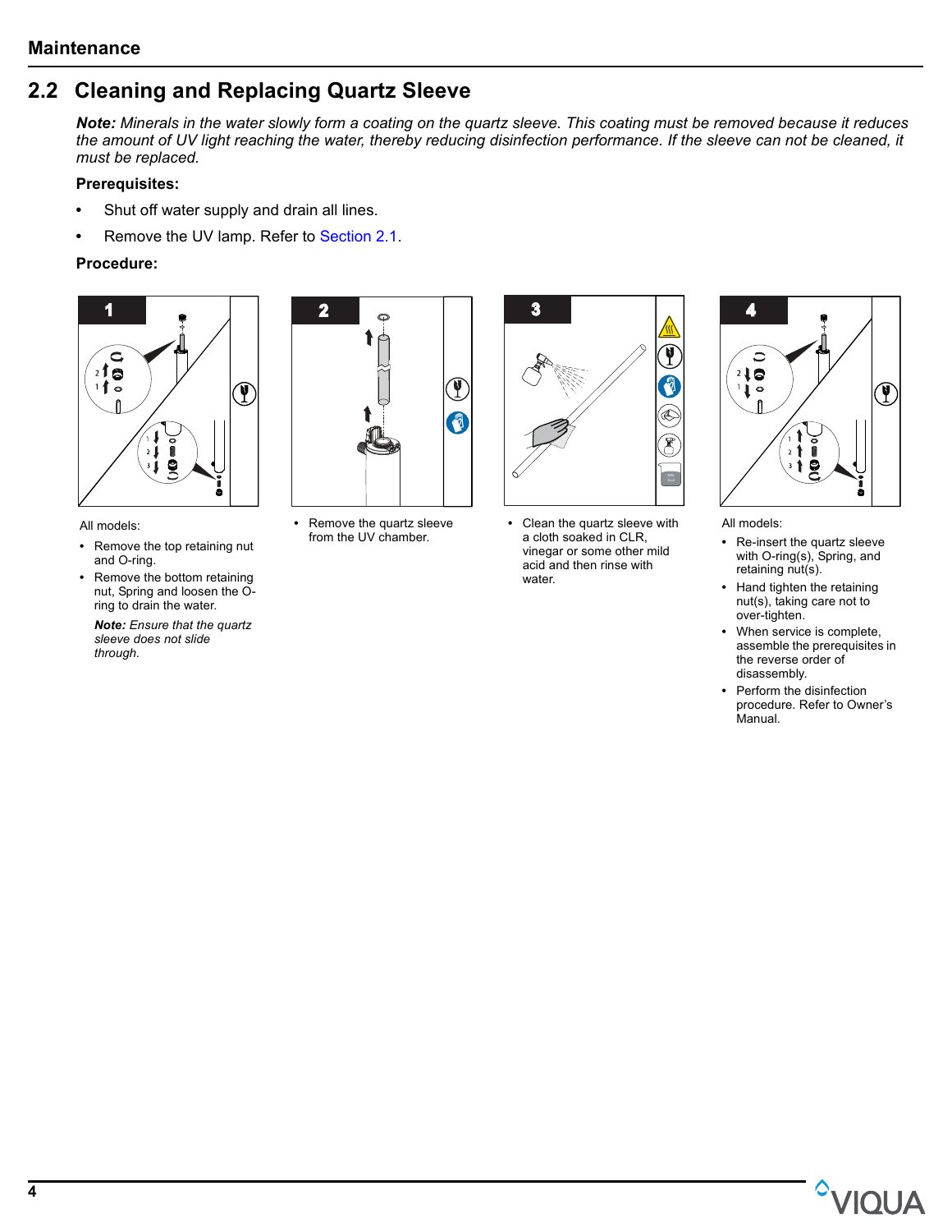## 2.2 Cleaning and Replacing Quartz Sleeve

***Note:*** *Minerals in the water slowly form a coating on the quartz sleeve. This coating must be removed because it reduces the amount of UV light reaching the water, thereby reducing disinfection performance. If the sleeve can not be cleaned, it must be replaced.*

**Prerequisites:**

- Shut off water supply and drain all lines.
- Remove the UV lamp. Refer to Section 2.1.

**Procedure:**

**1**

All models:

- Remove the top retaining nut and O-ring.
- Remove the bottom retaining nut, Spring and loosen the O-ring to drain the water.

  ***Note:*** *Ensure that the quartz sleeve does not slide through.*

**2**

- Remove the quartz sleeve from the UV chamber.

**3**

- Clean the quartz sleeve with a cloth soaked in CLR, vinegar or some other mild acid and then rinse with water.

**4**

All models:

- Re-insert the quartz sleeve with O-ring(s), Spring, and retaining nut(s).
- Hand tighten the retaining nut(s), taking care not to over-tighten.
- When service is complete, assemble the prerequisites in the reverse order of disassembly.
- Perform the disinfection procedure. Refer to Owner's Manual.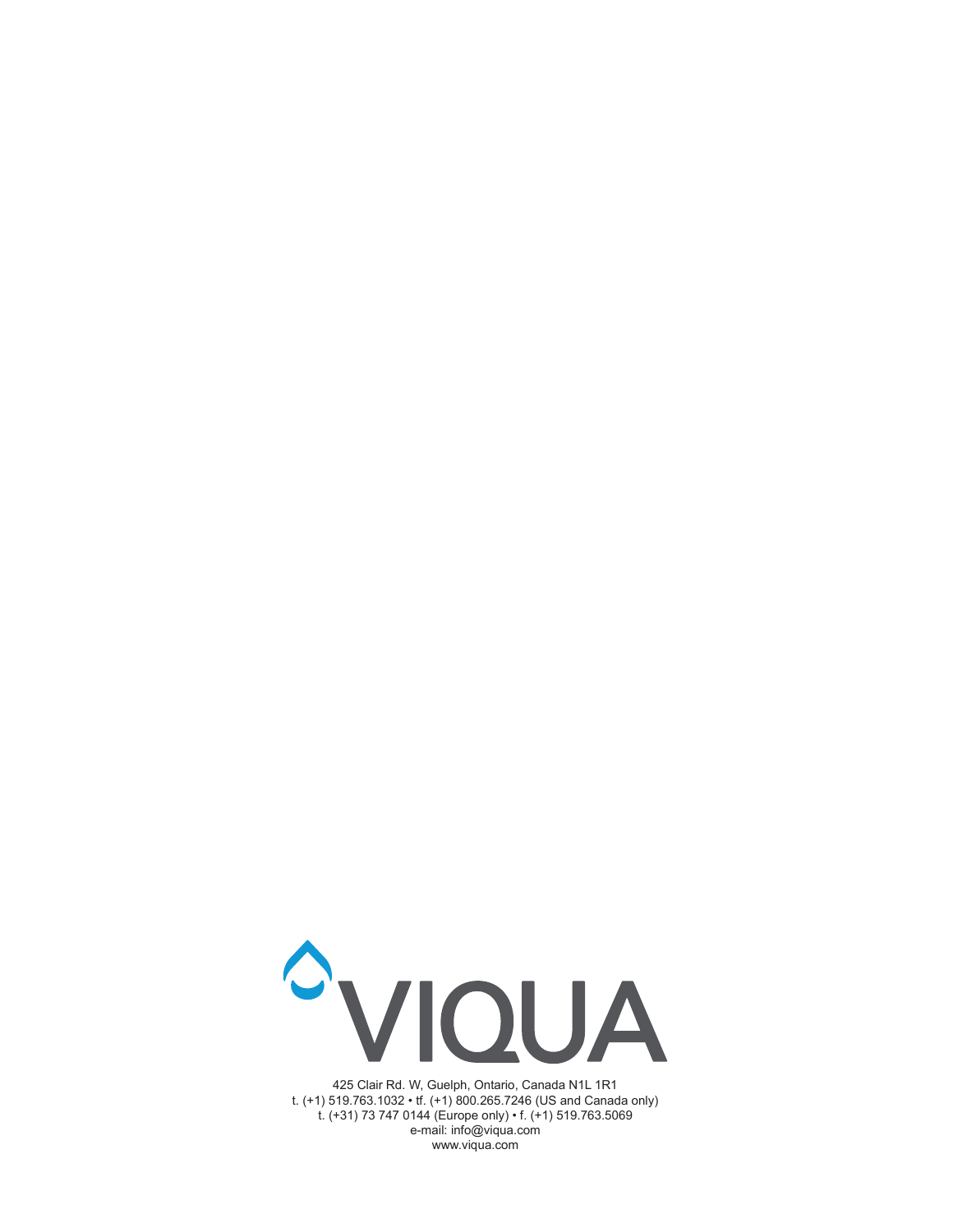VIQUA

425 Clair Rd. W, Guelph, Ontario, Canada N1L 1R1
t. (+1) 519.763.1032 • tf. (+1) 800.265.7246 (US and Canada only)
t. (+31) 73 747 0144 (Europe only) • f. (+1) 519.763.5069
e-mail: info@viqua.com
www.viqua.com